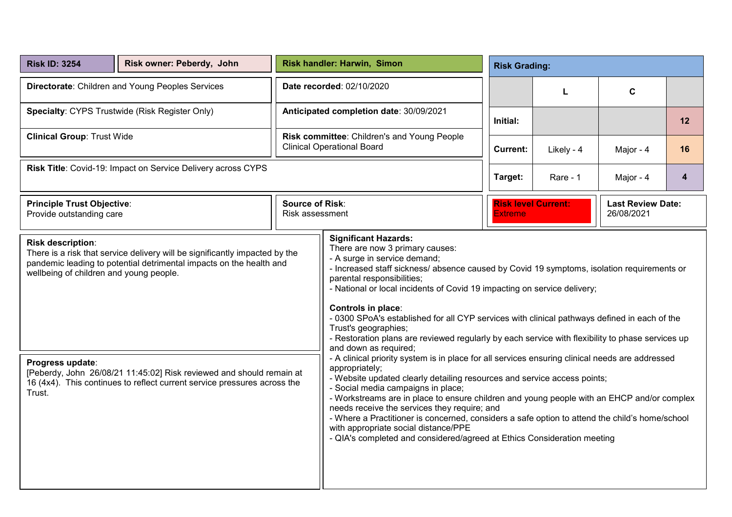**Risk ID: 3254** | **Risk owner: Peberdy, John** | **Risk handler: Harwin, Simon**

**Directorate**: Children and Young Peoples Services

**Date recorded**: 02/10/2020

**Specialty**: CYPS Trustwide (Risk Register Only)

**Anticipated completion date**: 30/09/2021

**Clinical Group**: Trust Wide

**Risk committee**: Children's and Young People Clinical Operational Board

**Risk Title**: Covid-19: Impact on Service Delivery across CYPS

**Risk Grading:**

| | L | C | |
|---|---|---|---|
| **Initial:** | | | 12 |
| **Current:** | Likely - 4 | Major - 4 | 16 |
| **Target:** | Rare - 1 | Major - 4 | 4 |

**Principle Trust Objective**:
Provide outstanding care

**Source of Risk**:
Risk assessment

**Risk level Current:**
Extreme

**Last Review Date:**
26/08/2021

**Risk description**:
There is a risk that service delivery will be significantly impacted by the pandemic leading to potential detrimental impacts on the health and wellbeing of children and young people.

**Progress update**:
[Peberdy, John 26/08/21 11:45:02] Risk reviewed and should remain at 16 (4x4). This continues to reflect current service pressures across the Trust.

**Significant Hazards:**
There are now 3 primary causes:
- A surge in service demand;
- Increased staff sickness/ absence caused by Covid 19 symptoms, isolation requirements or parental responsibilities;
- National or local incidents of Covid 19 impacting on service delivery;

**Controls in place**:
- 0300 SPoA's established for all CYP services with clinical pathways defined in each of the Trust's geographies;
- Restoration plans are reviewed regularly by each service with flexibility to phase services up and down as required;
- A clinical priority system is in place for all services ensuring clinical needs are addressed appropriately;
- Website updated clearly detailing resources and service access points;
- Social media campaigns in place;
- Workstreams are in place to ensure children and young people with an EHCP and/or complex needs receive the services they require; and
- Where a Practitioner is concerned, considers a safe option to attend the child's home/school with appropriate social distance/PPE
- QIA's completed and considered/agreed at Ethics Consideration meeting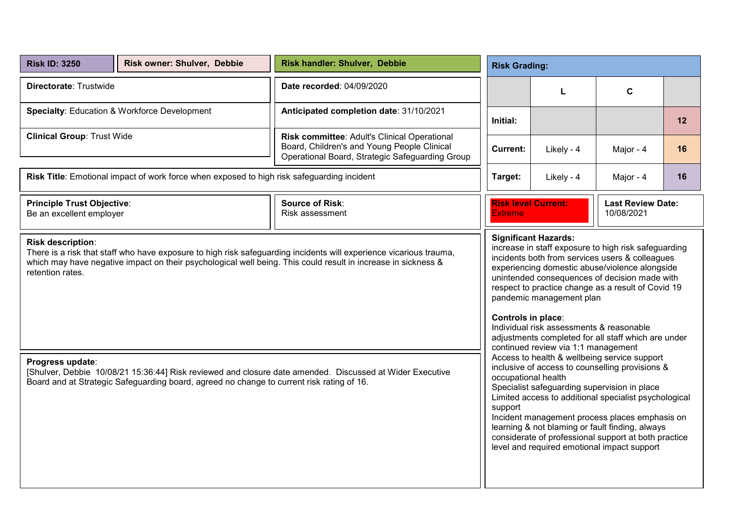**Risk ID: 3250** | **Risk owner: Shulver, Debbie** | **Risk handler: Shulver, Debbie**

**Directorate**: Trustwide

**Date recorded**: 04/09/2020

**Specialty**: Education & Workforce Development

**Anticipated completion date**: 31/10/2021

**Clinical Group**: Trust Wide

**Risk committee**: Adult's Clinical Operational Board, Children's and Young People Clinical Operational Board, Strategic Safeguarding Group

**Risk Grading:**

| | L | C | |
|---|---|---|---|
| **Initial:** | | | 12 |
| **Current:** | Likely - 4 | Major - 4 | 16 |
| **Target:** | Likely - 4 | Major - 4 | 16 |

**Risk Title**: Emotional impact of work force when exposed to high risk safeguarding incident

**Principle Trust Objective**:
Be an excellent employer

**Source of Risk**:
Risk assessment

**Risk level Current:**
Extreme

**Last Review Date:**
10/08/2021

**Risk description**:
There is a risk that staff who have exposure to high risk safeguarding incidents will experience vicarious trauma, which may have negative impact on their psychological well being. This could result in increase in sickness & retention rates.

**Progress update**:
[Shulver, Debbie 10/08/21 15:36:44] Risk reviewed and closure date amended. Discussed at Wider Executive Board and at Strategic Safeguarding board, agreed no change to current risk rating of 16.

**Significant Hazards:**
increase in staff exposure to high risk safeguarding incidents both from services users & colleagues experiencing domestic abuse/violence alongside unintended consequences of decision made with respect to practice change as a result of Covid 19 pandemic management plan

**Controls in place**:
Individual risk assessments & reasonable adjustments completed for all staff which are under continued review via 1:1 management
Access to health & wellbeing service support inclusive of access to counselling provisions & occupational health
Specialist safeguarding supervision in place
Limited access to additional specialist psychological support
Incident management process places emphasis on learning & not blaming or fault finding, always considerate of professional support at both practice level and required emotional impact support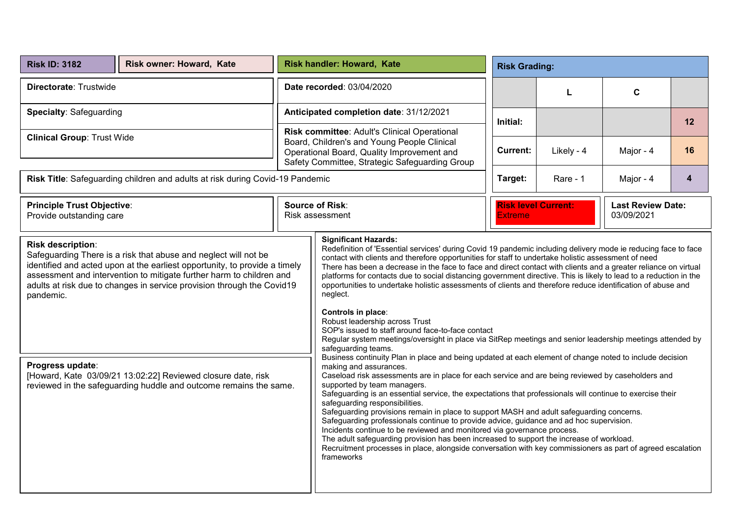| **Risk ID: 3182** | **Risk owner: Howard, Kate** | **Risk handler: Howard, Kate** |
|---|---|---|

| | |
|---|---|
| **Directorate**: Trustwide | **Date recorded**: 03/04/2020 |
| **Specialty**: Safeguarding | **Anticipated completion date**: 31/12/2021 |
| **Clinical Group**: Trust Wide | **Risk committee**: Adult's Clinical Operational Board, Children's and Young People Clinical Operational Board, Quality Improvement and Safety Committee, Strategic Safeguarding Group |

**Risk Grading:**

| | L | C | |
|---|---|---|---|
| **Initial:** | | | 12 |
| **Current:** | Likely - 4 | Major - 4 | 16 |
| **Target:** | Rare - 1 | Major - 4 | 4 |

**Risk Title**: Safeguarding children and adults at risk during Covid-19 Pandemic

| | | | |
|---|---|---|---|
| **Principle Trust Objective**: Provide outstanding care | **Source of Risk**: Risk assessment | **Risk level Current:** Extreme | **Last Review Date:** 03/09/2021 |

**Risk description**:
Safeguarding There is a risk that abuse and neglect will not be identified and acted upon at the earliest opportunity, to provide a timely assessment and intervention to mitigate further harm to children and adults at risk due to changes in service provision through the Covid19 pandemic.

**Progress update**:
[Howard, Kate 03/09/21 13:02:22] Reviewed closure date, risk reviewed in the safeguarding huddle and outcome remains the same.

**Significant Hazards:**
Redefinition of 'Essential services' during Covid 19 pandemic including delivery mode ie reducing face to face contact with clients and therefore opportunities for staff to undertake holistic assessment of need
There has been a decrease in the face to face and direct contact with clients and a greater reliance on virtual platforms for contacts due to social distancing government directive. This is likely to lead to a reduction in the opportunities to undertake holistic assessments of clients and therefore reduce identification of abuse and neglect.

**Controls in place**:
Robust leadership across Trust
SOP's issued to staff around face-to-face contact
Regular system meetings/oversight in place via SitRep meetings and senior leadership meetings attended by safeguarding teams.
Business continuity Plan in place and being updated at each element of change noted to include decision making and assurances.
Caseload risk assessments are in place for each service and are being reviewed by caseholders and supported by team managers.
Safeguarding is an essential service, the expectations that professionals will continue to exercise their safeguarding responsibilities.
Safeguarding provisions remain in place to support MASH and adult safeguarding concerns.
Safeguarding professionals continue to provide advice, guidance and ad hoc supervision.
Incidents continue to be reviewed and monitored via governance process.
The adult safeguarding provision has been increased to support the increase of workload.
Recruitment processes in place, alongside conversation with key commissioners as part of agreed escalation frameworks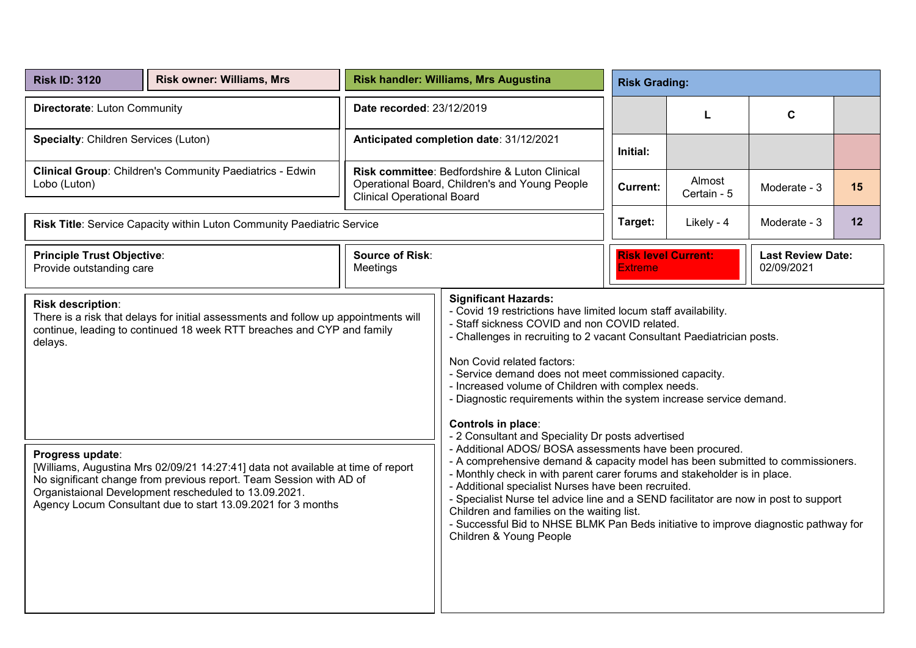| **Risk ID: 3120** | **Risk owner: Williams, Mrs** | **Risk handler: Williams, Mrs Augustina** |
|---|---|---|

**Directorate**: Luton Community

**Date recorded**: 23/12/2019

**Specialty**: Children Services (Luton)

**Anticipated completion date**: 31/12/2021

**Clinical Group**: Children's Community Paediatrics - Edwin Lobo (Luton)

**Risk committee**: Bedfordshire & Luton Clinical Operational Board, Children's and Young People Clinical Operational Board

**Risk Title**: Service Capacity within Luton Community Paediatric Service

**Risk Grading:**

| | L | C | |
|---|---|---|---|
| **Initial:** | | | |
| **Current:** | Almost Certain - 5 | Moderate - 3 | **15** |
| **Target:** | Likely - 4 | Moderate - 3 | **12** |

**Principle Trust Objective**:
Provide outstanding care

**Source of Risk**:
Meetings

**Risk level Current:**
Extreme

**Last Review Date:**
02/09/2021

**Risk description**:
There is a risk that delays for initial assessments and follow up appointments will continue, leading to continued 18 week RTT breaches and CYP and family delays.

**Progress update**:
[Williams, Augustina Mrs 02/09/21 14:27:41] data not available at time of report
No significant change from previous report. Team Session with AD of Organistaional Development rescheduled to 13.09.2021.
Agency Locum Consultant due to start 13.09.2021 for 3 months

**Significant Hazards:**
- Covid 19 restrictions have limited locum staff availability.
- Staff sickness COVID and non COVID related.
- Challenges in recruiting to 2 vacant Consultant Paediatrician posts.

Non Covid related factors:
- Service demand does not meet commissioned capacity.
- Increased volume of Children with complex needs.
- Diagnostic requirements within the system increase service demand.

**Controls in place**:
- 2 Consultant and Speciality Dr posts advertised
- Additional ADOS/ BOSA assessments have been procured.
- A comprehensive demand & capacity model has been submitted to commissioners.
- Monthly check in with parent carer forums and stakeholder is in place.
- Additional specialist Nurses have been recruited.
- Specialist Nurse tel advice line and a SEND facilitator are now in post to support Children and families on the waiting list.
- Successful Bid to NHSE BLMK Pan Beds initiative to improve diagnostic pathway for Children & Young People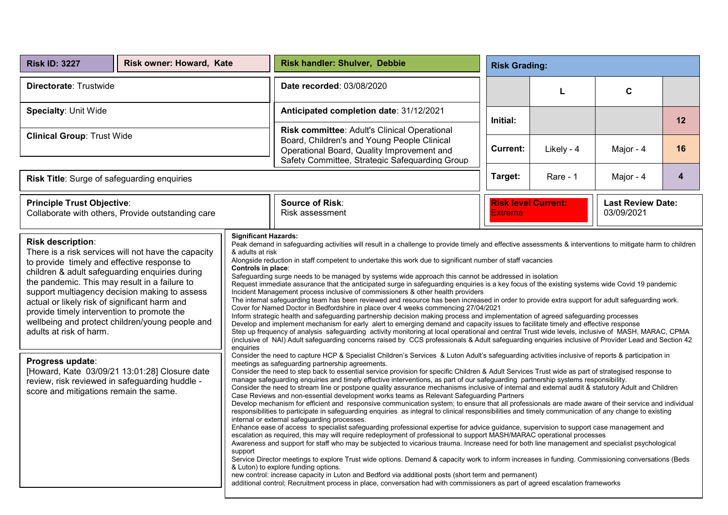| | | | | | | |
|---|---|---|---|---|---|---|
| **Risk ID: 3227** | **Risk owner: Howard, Kate** | **Risk handler: Shulver, Debbie** | **Risk Grading:** | | | |
| **Directorate**: Trustwide | | **Date recorded**: 03/08/2020 | | **L** | **C** | |
| **Specialty**: Unit Wide | | **Anticipated completion date**: 31/12/2021 | **Initial:** | | | **12** |
| **Clinical Group**: Trust Wide | | **Risk committee**: Adult's Clinical Operational Board, Children's and Young People Clinical Operational Board, Quality Improvement and Safety Committee, Strategic Safeguarding Group | **Current:** | Likely - 4 | Major - 4 | **16** |
| **Risk Title**: Surge of safeguarding enquiries | | | **Target:** | Rare - 1 | Major - 4 | **4** |

| | | | |
|---|---|---|---|
| **Principle Trust Objective**: Collaborate with others, Provide outstanding care | **Source of Risk**: Risk assessment | **Risk level Current:** Extreme | **Last Review Date:** 03/09/2021 |

**Risk description**:
There is a risk services will not have the capacity to provide timely and effective response to children & adult safeguarding enquiries during the pandemic. This may result in a failure to support multiagency decision making to assess actual or likely risk of significant harm and provide timely intervention to promote the wellbeing and protect children/young people and adults at risk of harm.

**Progress update**:
[Howard, Kate 03/09/21 13:01:28] Closure date review, risk reviewed in safeguarding huddle - score and mitigations remain the same.

**Significant Hazards:**
Peak demand in safeguarding activities will result in a challenge to provide timely and effective assessments & interventions to mitigate harm to children & adults at risk
Alongside reduction in staff competent to undertake this work due to significant number of staff vacancies

**Controls in place**:
Safeguarding surge needs to be managed by systems wide approach this cannot be addressed in isolation
Request immediate assurance that the anticipated surge in safeguarding enquiries is a key focus of the existing systems wide Covid 19 pandemic Incident Management process inclusive of commissioners & other health providers
The internal safeguarding team has been reviewed and resource has been increased in order to provide extra support for adult safeguarding work.
Cover for Named Doctor in Bedfordshire in place over 4 weeks commencing 27/04/2021
Inform strategic health and safeguarding partnership decision making process and implementation of agreed safeguarding processes
Develop and implement mechanism for early alert to emerging demand and capacity issues to facilitate timely and effective response
Step up frequency of analysis safeguarding activity monitoring at local operational and central Trust wide levels, inclusive of MASH, MARAC, CPMA (inclusive of NAI) Adult safeguarding concerns raised by CCS professionals & Adult safeguarding enquiries inclusive of Provider Lead and Section 42 enquiries
Consider the need to capture HCP & Specialist Children's Services & Luton Adult's safeguarding activities inclusive of reports & participation in meetings as safeguarding partnership agreements.
Consider the need to step back to essential service provision for specific Children & Adult Services Trust wide as part of strategised response to manage safeguarding enquiries and timely effective interventions, as part of our safeguarding partnership systems responsibility.
Consider the need to stream line or postpone quality assurance mechanisms inclusive of internal and external audit & statutory Adult and Children Case Reviews and non-essential development works teams as Relevant Safeguarding Partners
Develop mechanism for efficient and responsive communication system; to ensure that all professionals are made aware of their service and individual responsibilities to participate in safeguarding enquiries as integral to clinical responsibilities and timely communication of any change to existing internal or external safeguarding processes.
Enhance ease of access to specialist safeguarding professional expertise for advice guidance, supervision to support case management and escalation as required, this may will require redeployment of professional to support MASH/MARAC operational processes
Awareness and support for staff who may be subjected to vicarious trauma. Increase need for both line management and specialist psychological support
Service Director meetings to explore Trust wide options. Demand & capacity work to inform increases in funding. Commissioning conversations (Beds & Luton) to explore funding options.
new control: increase capacity in Luton and Bedford via additional posts (short term and permanent)
additional control; Recruitment process in place, conversation had with commissioners as part of agreed escalation frameworks